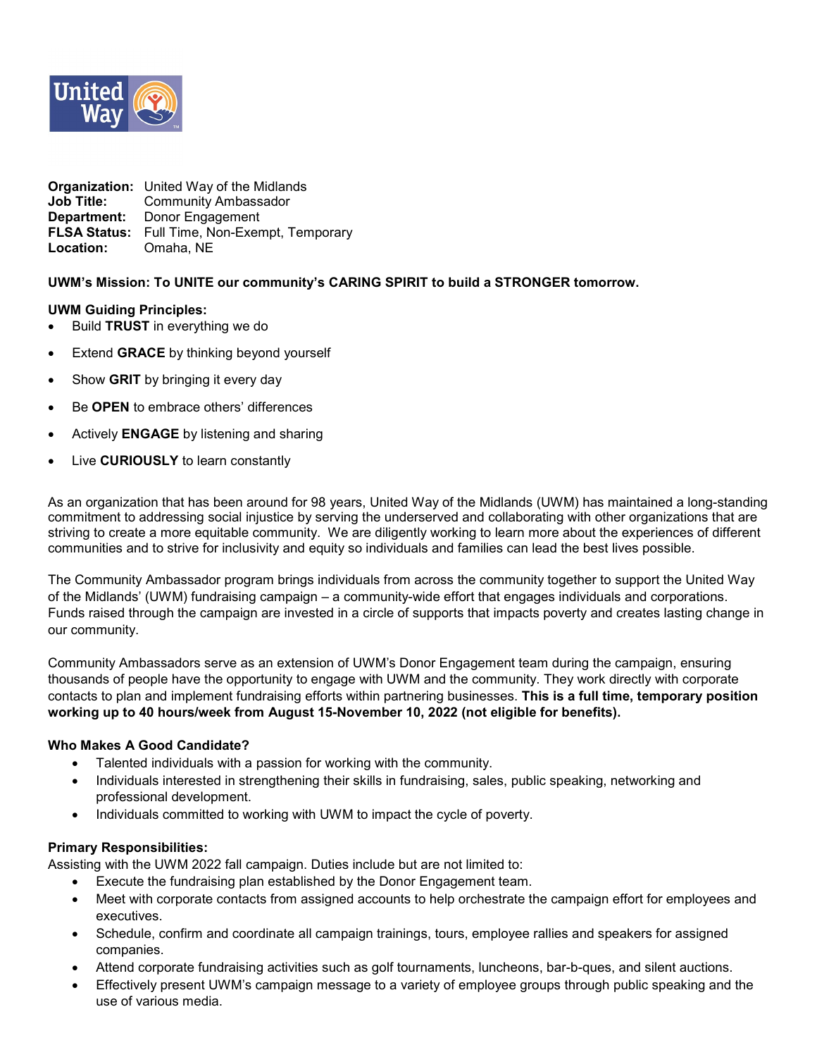**Organization:** United Way of the Midlands
**Job Title:** Community Ambassador
**Department:** Donor Engagement
**FLSA Status:** Full Time, Non-Exempt, Temporary
**Location:** Omaha, NE

**UWM's Mission: To UNITE our community's CARING SPIRIT to build a STRONGER tomorrow.**

**UWM Guiding Principles:**

- Build **TRUST** in everything we do
- Extend **GRACE** by thinking beyond yourself
- Show **GRIT** by bringing it every day
- Be **OPEN** to embrace others' differences
- Actively **ENGAGE** by listening and sharing
- Live **CURIOUSLY** to learn constantly

As an organization that has been around for 98 years, United Way of the Midlands (UWM) has maintained a long-standing commitment to addressing social injustice by serving the underserved and collaborating with other organizations that are striving to create a more equitable community. We are diligently working to learn more about the experiences of different communities and to strive for inclusivity and equity so individuals and families can lead the best lives possible.

The Community Ambassador program brings individuals from across the community together to support the United Way of the Midlands' (UWM) fundraising campaign – a community-wide effort that engages individuals and corporations. Funds raised through the campaign are invested in a circle of supports that impacts poverty and creates lasting change in our community.

Community Ambassadors serve as an extension of UWM's Donor Engagement team during the campaign, ensuring thousands of people have the opportunity to engage with UWM and the community. They work directly with corporate contacts to plan and implement fundraising efforts within partnering businesses. **This is a full time, temporary position working up to 40 hours/week from August 15-November 10, 2022 (not eligible for benefits).**

**Who Makes A Good Candidate?**

- Talented individuals with a passion for working with the community.
- Individuals interested in strengthening their skills in fundraising, sales, public speaking, networking and professional development.
- Individuals committed to working with UWM to impact the cycle of poverty.

**Primary Responsibilities:**

Assisting with the UWM 2022 fall campaign. Duties include but are not limited to:

- Execute the fundraising plan established by the Donor Engagement team.
- Meet with corporate contacts from assigned accounts to help orchestrate the campaign effort for employees and executives.
- Schedule, confirm and coordinate all campaign trainings, tours, employee rallies and speakers for assigned companies.
- Attend corporate fundraising activities such as golf tournaments, luncheons, bar-b-ques, and silent auctions.
- Effectively present UWM's campaign message to a variety of employee groups through public speaking and the use of various media.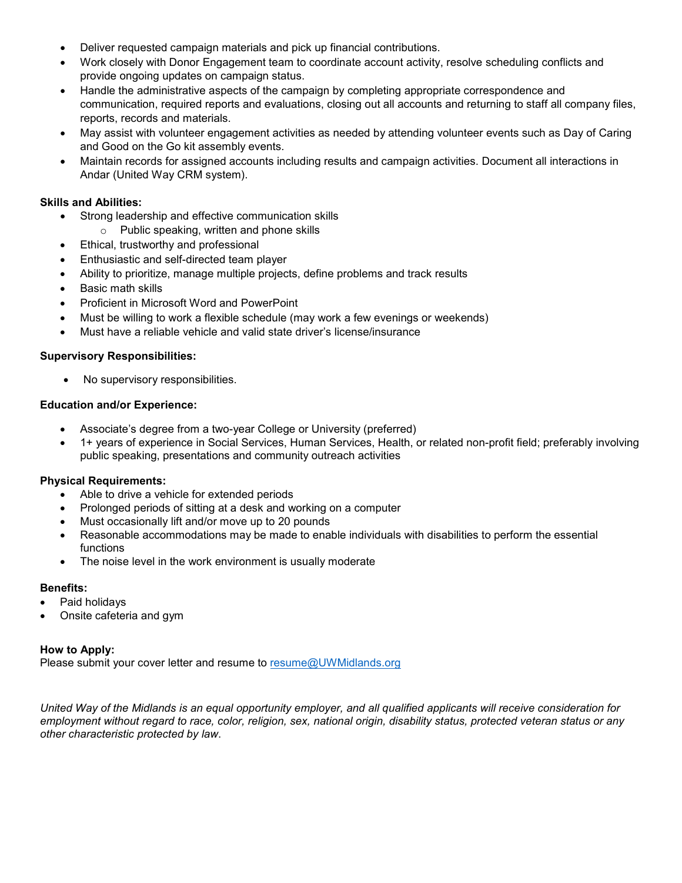- Deliver requested campaign materials and pick up financial contributions.
- Work closely with Donor Engagement team to coordinate account activity, resolve scheduling conflicts and provide ongoing updates on campaign status.
- Handle the administrative aspects of the campaign by completing appropriate correspondence and communication, required reports and evaluations, closing out all accounts and returning to staff all company files, reports, records and materials.
- May assist with volunteer engagement activities as needed by attending volunteer events such as Day of Caring and Good on the Go kit assembly events.
- Maintain records for assigned accounts including results and campaign activities. Document all interactions in Andar (United Way CRM system).

**Skills and Abilities:**

- Strong leadership and effective communication skills
    - Public speaking, written and phone skills
- Ethical, trustworthy and professional
- Enthusiastic and self-directed team player
- Ability to prioritize, manage multiple projects, define problems and track results
- Basic math skills
- Proficient in Microsoft Word and PowerPoint
- Must be willing to work a flexible schedule (may work a few evenings or weekends)
- Must have a reliable vehicle and valid state driver's license/insurance

**Supervisory Responsibilities:**

- No supervisory responsibilities.

**Education and/or Experience:**

- Associate's degree from a two-year College or University (preferred)
- 1+ years of experience in Social Services, Human Services, Health, or related non-profit field; preferably involving public speaking, presentations and community outreach activities

**Physical Requirements:**

- Able to drive a vehicle for extended periods
- Prolonged periods of sitting at a desk and working on a computer
- Must occasionally lift and/or move up to 20 pounds
- Reasonable accommodations may be made to enable individuals with disabilities to perform the essential functions
- The noise level in the work environment is usually moderate

**Benefits:**

- Paid holidays
- Onsite cafeteria and gym

**How to Apply:**
Please submit your cover letter and resume to resume@UWMidlands.org

*United Way of the Midlands is an equal opportunity employer, and all qualified applicants will receive consideration for employment without regard to race, color, religion, sex, national origin, disability status, protected veteran status or any other characteristic protected by law.*